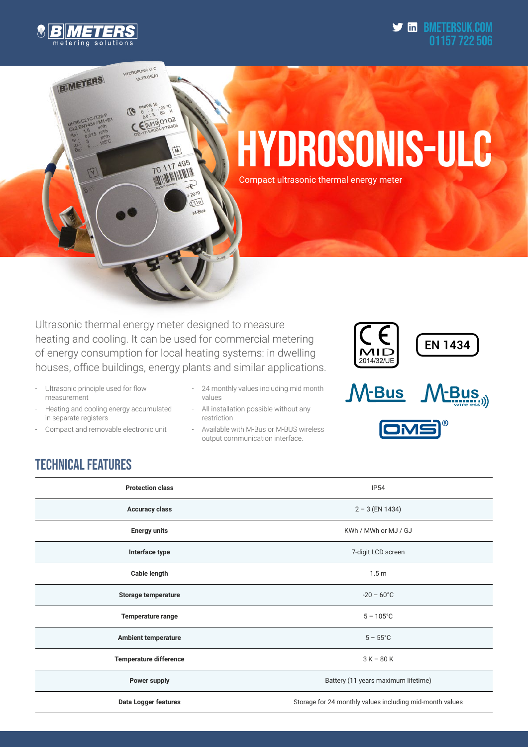# HYDROSONIS-ULC

Compact ultrasonic thermal energy meter

Ultrasonic thermal energy meter designed to measure heating and cooling. It can be used for commercial metering of energy consumption for local heating systems: in dwelling houses, office buildings, energy plants and similar applications.

- Ultrasonic principle used for flow measurement
- Heating and cooling energy accumulated in separate registers
- Compact and removable electronic unit
- 24 monthly values including mid month values
- All installation possible without any restriction
- Available with M-Bus or M-BUS wireless output communication interface.

CE MID 2014/32/UE

EN 1434

M-Bus

M-Bus wireless

OMS®

## TECHNICAL FEATURES

| | |
|---|---|
| **Protection class** | IP54 |
| **Accuracy class** | 2 – 3 (EN 1434) |
| **Energy units** | KWh / MWh or MJ / GJ |
| **Interface type** | 7-digit LCD screen |
| **Cable length** | 1.5 m |
| **Storage temperature** | -20 – 60°C |
| **Temperature range** | 5 – 105°C |
| **Ambient temperature** | 5 – 55°C |
| **Temperature difference** | 3 K – 80 K |
| **Power supply** | Battery (11 years maximum lifetime) |
| **Data Logger features** | Storage for 24 monthly values including mid-month values |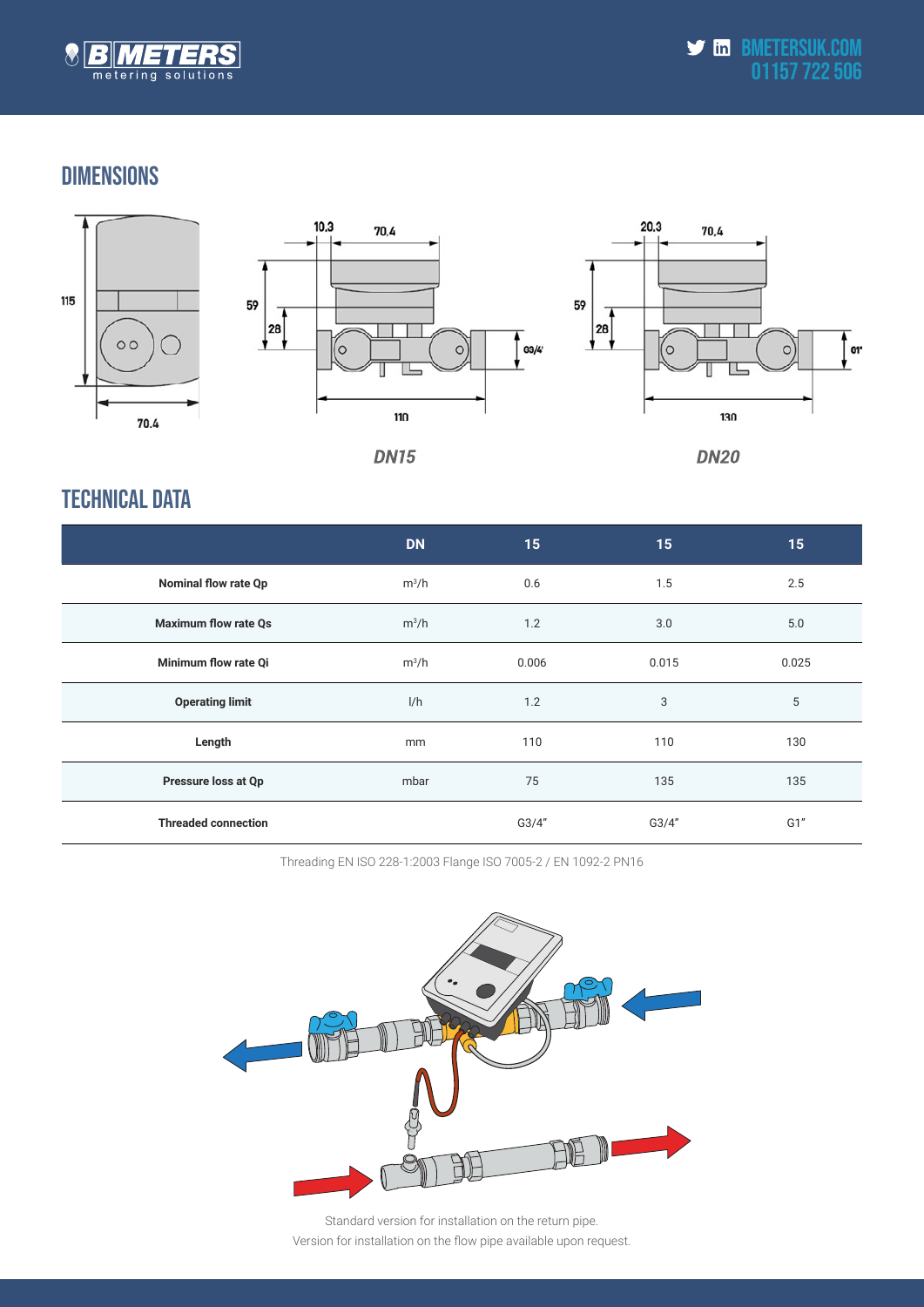## DIMENSIONS

*DN15*

*DN20*

## TECHNICAL DATA

| | DN | 15 | 15 | 15 |
|---|---|---|---|---|
| **Nominal flow rate Qp** | $m^3/h$ | 0.6 | 1.5 | 2.5 |
| **Maximum flow rate Qs** | $m^3/h$ | 1.2 | 3.0 | 5.0 |
| **Minimum flow rate Qi** | $m^3/h$ | 0.006 | 0.015 | 0.025 |
| **Operating limit** | l/h | 1.2 | 3 | 5 |
| **Length** | mm | 110 | 110 | 130 |
| **Pressure loss at Qp** | mbar | 75 | 135 | 135 |
| **Threaded connection** | | G3/4” | G3/4” | G1” |

Threading EN ISO 228-1:2003 Flange ISO 7005-2 / EN 1092-2 PN16

Standard version for installation on the return pipe.
Version for installation on the flow pipe available upon request.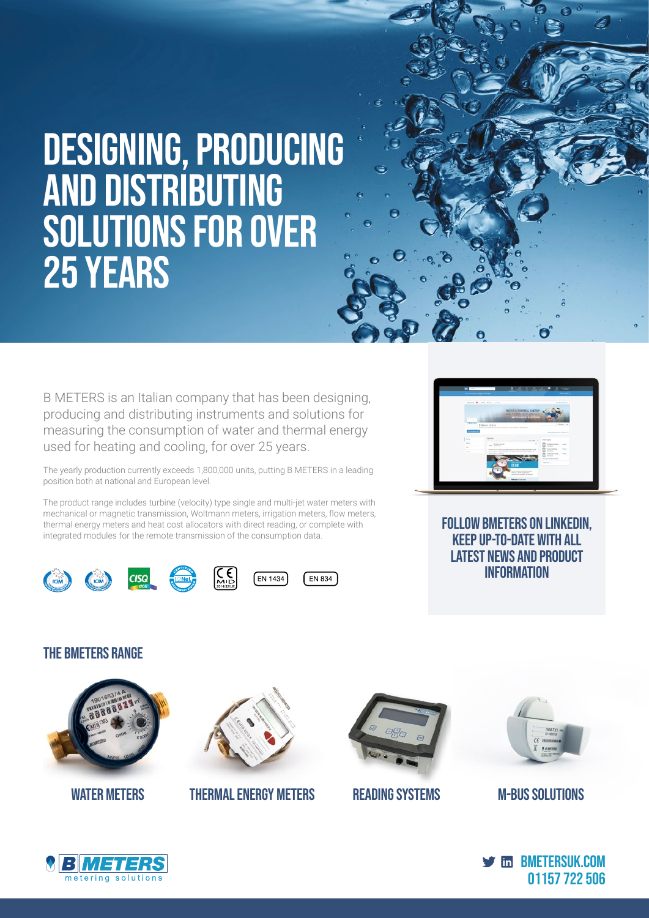# DESIGNING, PRODUCING AND DISTRIBUTING SOLUTIONS FOR OVER 25 YEARS

B METERS is an Italian company that has been designing, producing and distributing instruments and solutions for measuring the consumption of water and thermal energy used for heating and cooling, for over 25 years.

The yearly production currently exceeds 1,800,000 units, putting B METERS in a leading position both at national and European level.

The product range includes turbine (velocity) type single and multi-jet water meters with mechanical or magnetic transmission, Woltmann meters, irrigation meters, flow meters, thermal energy meters and heat cost allocators with direct reading, or complete with integrated modules for the remote transmission of the consumption data.

EN 1434 EN 834

**FOLLOW BMETERS ON LINKEDIN, KEEP UP-TO-DATE WITH ALL LATEST NEWS AND PRODUCT INFORMATION**

## THE BMETERS RANGE

WATER METERS

THERMAL ENERGY METERS

READING SYSTEMS

M-BUS SOLUTIONS

B METERS metering solutions

BMETERSUK.COM
01157 722 506